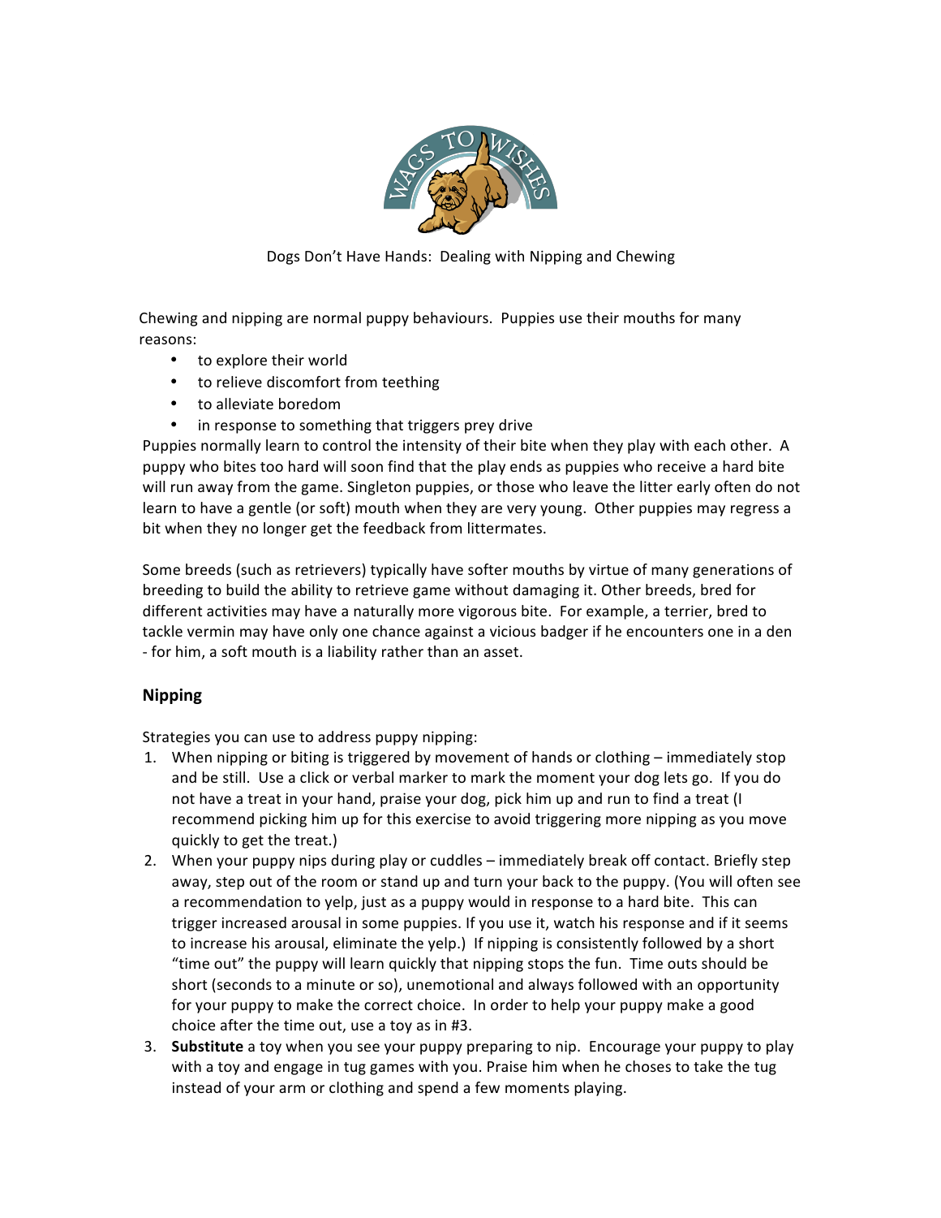Dogs Don't Have Hands: Dealing with Nipping and Chewing

Chewing and nipping are normal puppy behaviours. Puppies use their mouths for many reasons:

- to explore their world
- to relieve discomfort from teething
- to alleviate boredom
- in response to something that triggers prey drive

Puppies normally learn to control the intensity of their bite when they play with each other. A puppy who bites too hard will soon find that the play ends as puppies who receive a hard bite will run away from the game. Singleton puppies, or those who leave the litter early often do not learn to have a gentle (or soft) mouth when they are very young. Other puppies may regress a bit when they no longer get the feedback from littermates.

Some breeds (such as retrievers) typically have softer mouths by virtue of many generations of breeding to build the ability to retrieve game without damaging it. Other breeds, bred for different activities may have a naturally more vigorous bite. For example, a terrier, bred to tackle vermin may have only one chance against a vicious badger if he encounters one in a den - for him, a soft mouth is a liability rather than an asset.

## Nipping

Strategies you can use to address puppy nipping:

1. When nipping or biting is triggered by movement of hands or clothing – immediately stop and be still. Use a click or verbal marker to mark the moment your dog lets go. If you do not have a treat in your hand, praise your dog, pick him up and run to find a treat (I recommend picking him up for this exercise to avoid triggering more nipping as you move quickly to get the treat.)
2. When your puppy nips during play or cuddles – immediately break off contact. Briefly step away, step out of the room or stand up and turn your back to the puppy. (You will often see a recommendation to yelp, just as a puppy would in response to a hard bite. This can trigger increased arousal in some puppies. If you use it, watch his response and if it seems to increase his arousal, eliminate the yelp.) If nipping is consistently followed by a short "time out" the puppy will learn quickly that nipping stops the fun. Time outs should be short (seconds to a minute or so), unemotional and always followed with an opportunity for your puppy to make the correct choice. In order to help your puppy make a good choice after the time out, use a toy as in #3.
3. **Substitute** a toy when you see your puppy preparing to nip. Encourage your puppy to play with a toy and engage in tug games with you. Praise him when he choses to take the tug instead of your arm or clothing and spend a few moments playing.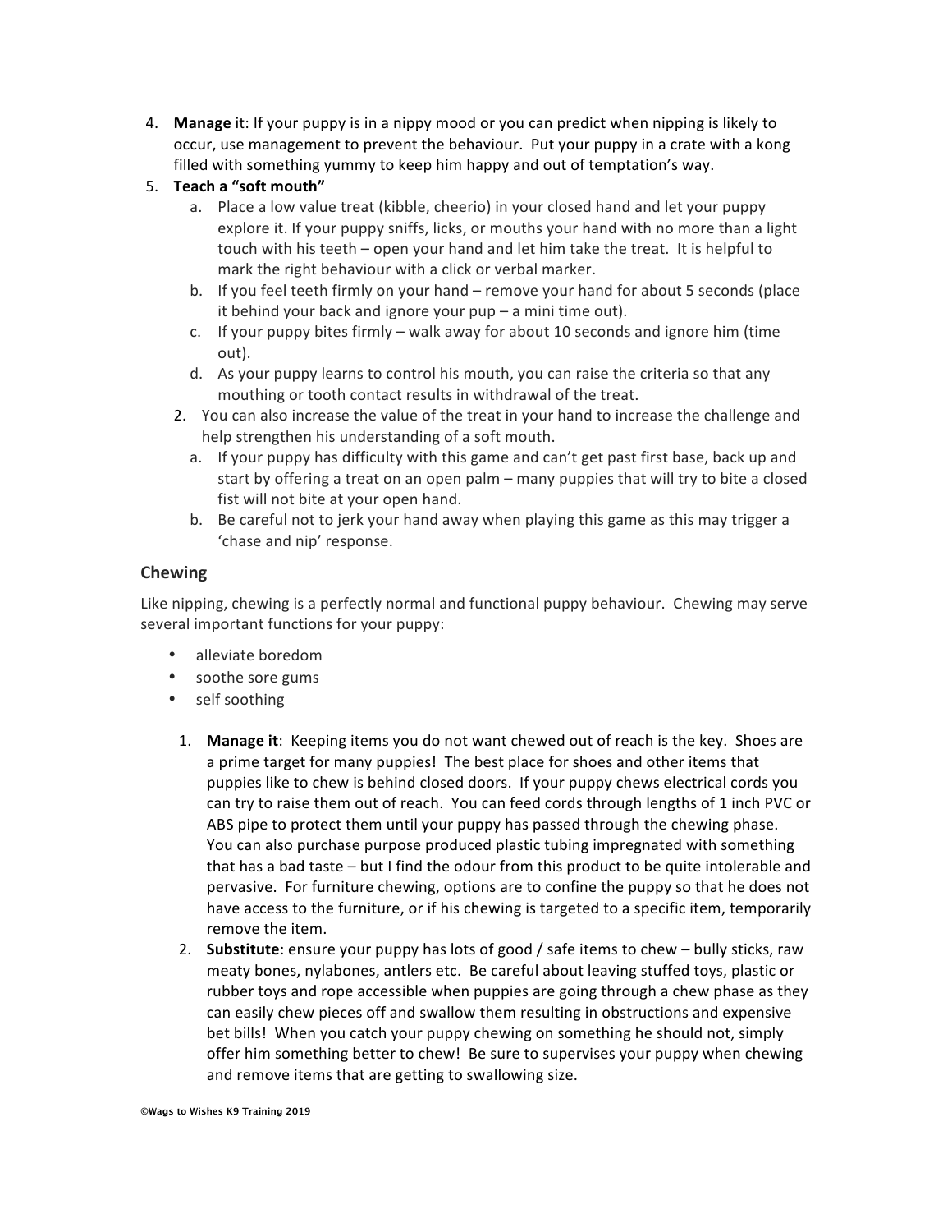4. **Manage** it: If your puppy is in a nippy mood or you can predict when nipping is likely to occur, use management to prevent the behaviour. Put your puppy in a crate with a kong filled with something yummy to keep him happy and out of temptation's way.
5. **Teach a "soft mouth"**
   a. Place a low value treat (kibble, cheerio) in your closed hand and let your puppy explore it. If your puppy sniffs, licks, or mouths your hand with no more than a light touch with his teeth – open your hand and let him take the treat. It is helpful to mark the right behaviour with a click or verbal marker.
   b. If you feel teeth firmly on your hand – remove your hand for about 5 seconds (place it behind your back and ignore your pup – a mini time out).
   c. If your puppy bites firmly – walk away for about 10 seconds and ignore him (time out).
   d. As your puppy learns to control his mouth, you can raise the criteria so that any mouthing or tooth contact results in withdrawal of the treat.

2. You can also increase the value of the treat in your hand to increase the challenge and help strengthen his understanding of a soft mouth.
   a. If your puppy has difficulty with this game and can't get past first base, back up and start by offering a treat on an open palm – many puppies that will try to bite a closed fist will not bite at your open hand.
   b. Be careful not to jerk your hand away when playing this game as this may trigger a 'chase and nip' response.

## Chewing

Like nipping, chewing is a perfectly normal and functional puppy behaviour. Chewing may serve several important functions for your puppy:

- alleviate boredom
- soothe sore gums
- self soothing

1. **Manage it**: Keeping items you do not want chewed out of reach is the key. Shoes are a prime target for many puppies! The best place for shoes and other items that puppies like to chew is behind closed doors. If your puppy chews electrical cords you can try to raise them out of reach. You can feed cords through lengths of 1 inch PVC or ABS pipe to protect them until your puppy has passed through the chewing phase. You can also purchase purpose produced plastic tubing impregnated with something that has a bad taste – but I find the odour from this product to be quite intolerable and pervasive. For furniture chewing, options are to confine the puppy so that he does not have access to the furniture, or if his chewing is targeted to a specific item, temporarily remove the item.
2. **Substitute**: ensure your puppy has lots of good / safe items to chew – bully sticks, raw meaty bones, nylabones, antlers etc. Be careful about leaving stuffed toys, plastic or rubber toys and rope accessible when puppies are going through a chew phase as they can easily chew pieces off and swallow them resulting in obstructions and expensive bet bills! When you catch your puppy chewing on something he should not, simply offer him something better to chew! Be sure to supervises your puppy when chewing and remove items that are getting to swallowing size.

©Wags to Wishes K9 Training 2019